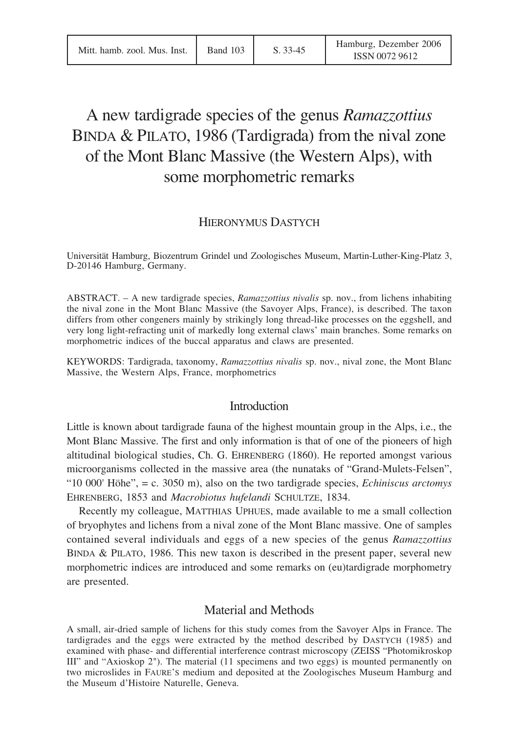# A new tardigrade species of the genus *Ramazzottius* Binda & Pilato, 1986 (Tardigrada) from the nival zone of the Mont Blanc Massive (the Western Alps), with some morphometric remarks

Hieronymus Dastych

Universität Hamburg, Biozentrum Grindel und Zoologisches Museum, Martin-Luther-King-Platz 3, D-20146 Hamburg, Germany.

ABSTRACT. – A new tardigrade species, *Ramazzottius nivalis* sp. nov., from lichens inhabiting the nival zone in the Mont Blanc Massive (the Savoyer Alps, France), is described. The taxon differs from other congeners mainly by strikingly long thread-like processes on the eggshell, and very long light-refracting unit of markedly long external claws' main branches. Some remarks on morphometric indices of the buccal apparatus and claws are presented.

KEYWORDS: Tardigrada, taxonomy, *Ramazzottius nivalis* sp. nov., nival zone, the Mont Blanc Massive, the Western Alps, France, morphometrics

## Introduction

Little is known about tardigrade fauna of the highest mountain group in the Alps, i.e., the Mont Blanc Massive. The first and only information is that of one of the pioneers of high altitudinal biological studies, Ch. G. Ehrenberg (1860). He reported amongst various microorganisms collected in the massive area (the nunataks of "Grand-Mulets-Felsen", "10 000' Höhe", = c. 3050 m), also on the two tardigrade species, *Echiniscus arctomys* Ehrenberg, 1853 and *Macrobiotus hufelandi* Schultze, 1834.

Recently my colleague, Matthias Uphues, made available to me a small collection of bryophytes and lichens from a nival zone of the Mont Blanc massive. One of samples contained several individuals and eggs of a new species of the genus *Ramazzottius* Binda & Pilato, 1986. This new taxon is described in the present paper, several new morphometric indices are introduced and some remarks on (eu)tardigrade morphometry are presented.

## Material and Methods

A small, air-dried sample of lichens for this study comes from the Savoyer Alps in France. The tardigrades and the eggs were extracted by the method described by Dastych (1985) and examined with phase- and differential interference contrast microscopy (ZEISS "Photomikroskop III" and "Axioskop 2"). The material (11 specimens and two eggs) is mounted permanently on two microslides in Faure's medium and deposited at the Zoologisches Museum Hamburg and the Museum d'Histoire Naturelle, Geneva.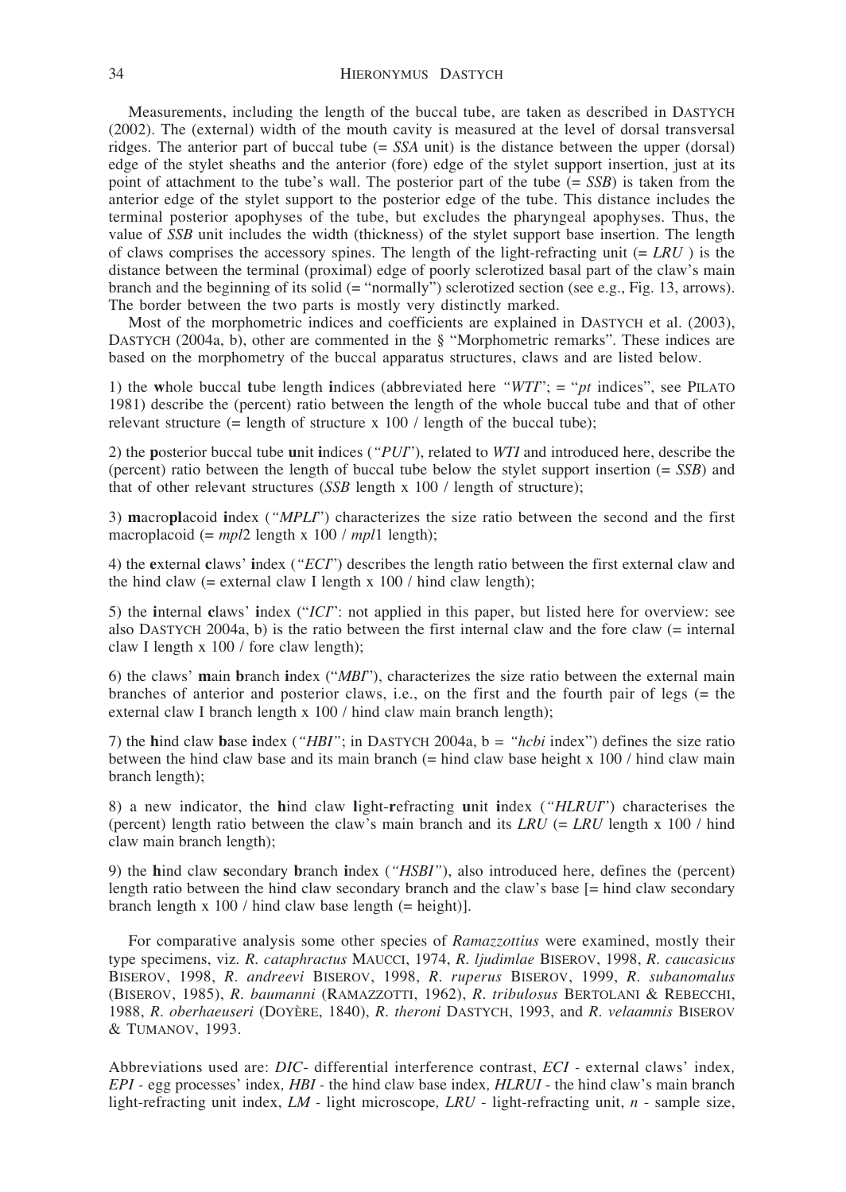Measurements, including the length of the buccal tube, are taken as described in DASTYCH (2002). The (external) width of the mouth cavity is measured at the level of dorsal transversal ridges. The anterior part of buccal tube (= *SSA* unit) is the distance between the upper (dorsal) edge of the stylet sheaths and the anterior (fore) edge of the stylet support insertion, just at its point of attachment to the tube's wall. The posterior part of the tube (= *SSB*) is taken from the anterior edge of the stylet support to the posterior edge of the tube. This distance includes the terminal posterior apophyses of the tube, but excludes the pharyngeal apophyses. Thus, the value of *SSB* unit includes the width (thickness) of the stylet support base insertion. The length of claws comprises the accessory spines. The length of the light-refracting unit (= *LRU* ) is the distance between the terminal (proximal) edge of poorly sclerotized basal part of the claw's main branch and the beginning of its solid (= "normally") sclerotized section (see e.g., Fig. 13, arrows). The border between the two parts is mostly very distinctly marked.

Most of the morphometric indices and coefficients are explained in DASTYCH et al. (2003), DASTYCH (2004a, b), other are commented in the § "Morphometric remarks". These indices are based on the morphometry of the buccal apparatus structures, claws and are listed below.

1) the **w**hole buccal **t**ube length **i**ndices (abbreviated here *"WTI"*; = "*pt* indices", see PILATO 1981) describe the (percent) ratio between the length of the whole buccal tube and that of other relevant structure (= length of structure x 100 / length of the buccal tube);

2) the **p**osterior buccal tube **u**nit **i**ndices (*"PUI"*), related to *WTI* and introduced here, describe the (percent) ratio between the length of buccal tube below the stylet support insertion (= *SSB*) and that of other relevant structures (*SSB* length x 100 / length of structure);

3) **m**acro**pl**acoid **i**ndex (*"MPLI"*) characterizes the size ratio between the second and the first macroplacoid (= *mpl*2 length x 100 / *mpl*1 length);

4) the **e**xternal **c**laws' **i**ndex (*"ECI"*) describes the length ratio between the first external claw and the hind claw (= external claw I length x 100 / hind claw length);

5) the **i**nternal **c**laws' **i**ndex ("*ICI*": not applied in this paper, but listed here for overview: see also DASTYCH 2004a, b) is the ratio between the first internal claw and the fore claw (= internal claw I length x 100 / fore claw length);

6) the claws' **m**ain **b**ranch **i**ndex ("*MBI*"), characterizes the size ratio between the external main branches of anterior and posterior claws, i.e., on the first and the fourth pair of legs (= the external claw I branch length x 100 / hind claw main branch length);

7) the **h**ind claw **b**ase **i**ndex (*"HBI"*; in DASTYCH 2004a, b = *"hcbi* index") defines the size ratio between the hind claw base and its main branch (= hind claw base height x 100 / hind claw main branch length);

8) a new indicator, the **h**ind claw **l**ight-**r**efracting **u**nit **i**ndex (*"HLRUI"*) characterises the (percent) length ratio between the claw's main branch and its *LRU* (= *LRU* length x 100 / hind claw main branch length);

9) the **h**ind claw **s**econdary **b**ranch **i**ndex (*"HSBI"*), also introduced here, defines the (percent) length ratio between the hind claw secondary branch and the claw's base [= hind claw secondary branch length x 100 / hind claw base length (= height)].

For comparative analysis some other species of *Ramazzottius* were examined, mostly their type specimens, viz. *R. cataphractus* MAUCCI, 1974, *R. ljudimlae* BISEROV, 1998, *R. caucasicus* BISEROV, 1998, *R. andreevi* BISEROV, 1998, *R. ruperus* BISEROV, 1999, *R. subanomalus* (BISEROV, 1985), *R. baumanni* (RAMAZZOTTI, 1962), *R. tribulosus* BERTOLANI & REBECCHI, 1988, *R. oberhaeuseri* (DOYÈRE, 1840), *R. theroni* DASTYCH, 1993, and *R. velaamnis* BISEROV & TUMANOV, 1993.

Abbreviations used are: *DIC*- differential interference contrast, *ECI* - external claws' index*, EPI* - egg processes' index*, HBI* - the hind claw base index*, HLRUI* - the hind claw's main branch light-refracting unit index, *LM* - light microscope*, LRU* - light-refracting unit, *n* - sample size,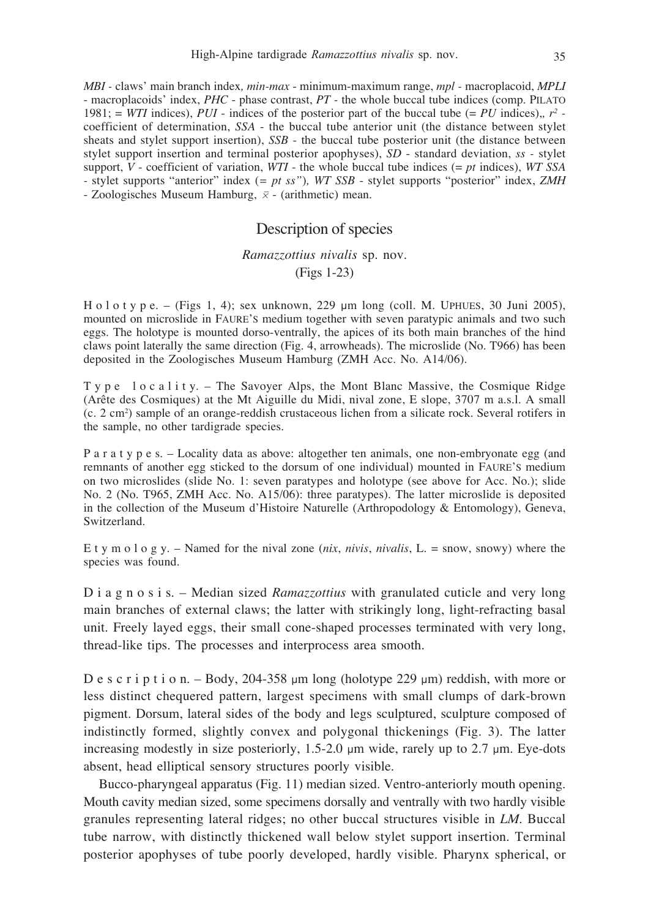*MBI* - claws' main branch index, *min-max* - minimum-maximum range, *mpl* - macroplacoid, *MPLI* - macroplacoids' index, *PHC* - phase contrast, *PT* - the whole buccal tube indices (comp. PILATO 1981; = *WTI* indices), *PUI* - indices of the posterior part of the buccal tube (= *PU* indices),, $r^2$ - coefficient of determination, *SSA* - the buccal tube anterior unit (the distance between stylet sheats and stylet support insertion), *SSB* - the buccal tube posterior unit (the distance between stylet support insertion and terminal posterior apophyses), *SD* - standard deviation, *ss* - stylet support, *V* - coefficient of variation, *WTI* - the whole buccal tube indices (= *pt* indices), *WT SSA* - stylet supports "anterior" index (= *pt ss"*), *WT SSB* - stylet supports "posterior" index, *ZMH* - Zoologisches Museum Hamburg, $\bar{x}$ - (arithmetic) mean.

## Description of species

### *Ramazzottius nivalis* sp. nov.
(Figs 1-23)

H o l o t y p e. – (Figs 1, 4); sex unknown, 229 µm long (coll. M. UPHUES, 30 Juni 2005), mounted on microslide in FAURE'S medium together with seven paratypic animals and two such eggs. The holotype is mounted dorso-ventrally, the apices of its both main branches of the hind claws point laterally the same direction (Fig. 4, arrowheads). The microslide (No. T966) has been deposited in the Zoologisches Museum Hamburg (ZMH Acc. No. A14/06).

T y p e  l o c a l i t y. – The Savoyer Alps, the Mont Blanc Massive, the Cosmique Ridge (Arête des Cosmiques) at the Mt Aiguille du Midi, nival zone, E slope, 3707 m a.s.l. A small (c. 2 cm²) sample of an orange-reddish crustaceous lichen from a silicate rock. Several rotifers in the sample, no other tardigrade species.

P a r a t y p e s. – Locality data as above: altogether ten animals, one non-embryonate egg (and remnants of another egg sticked to the dorsum of one individual) mounted in FAURE'S medium on two microslides (slide No. 1: seven paratypes and holotype (see above for Acc. No.); slide No. 2 (No. T965, ZMH Acc. No. A15/06): three paratypes). The latter microslide is deposited in the collection of the Museum d'Histoire Naturelle (Arthropodology & Entomology), Geneva, Switzerland.

E t y m o l o g y. – Named for the nival zone (*nix*, *nivis*, *nivalis*, L. = snow, snowy) where the species was found.

D i a g n o s i s. – Median sized *Ramazzottius* with granulated cuticle and very long main branches of external claws; the latter with strikingly long, light-refracting basal unit. Freely layed eggs, their small cone-shaped processes terminated with very long, thread-like tips. The processes and interprocess area smooth.

D e s c r i p t i o n. – Body, 204-358 µm long (holotype 229 µm) reddish, with more or less distinct chequered pattern, largest specimens with small clumps of dark-brown pigment. Dorsum, lateral sides of the body and legs sculptured, sculpture composed of indistinctly formed, slightly convex and polygonal thickenings (Fig. 3). The latter increasing modestly in size posteriorly, 1.5-2.0 µm wide, rarely up to 2.7 µm. Eye-dots absent, head elliptical sensory structures poorly visible.

Bucco-pharyngeal apparatus (Fig. 11) median sized. Ventro-anteriorly mouth opening. Mouth cavity median sized, some specimens dorsally and ventrally with two hardly visible granules representing lateral ridges; no other buccal structures visible in *LM*. Buccal tube narrow, with distinctly thickened wall below stylet support insertion. Terminal posterior apophyses of tube poorly developed, hardly visible. Pharynx spherical, or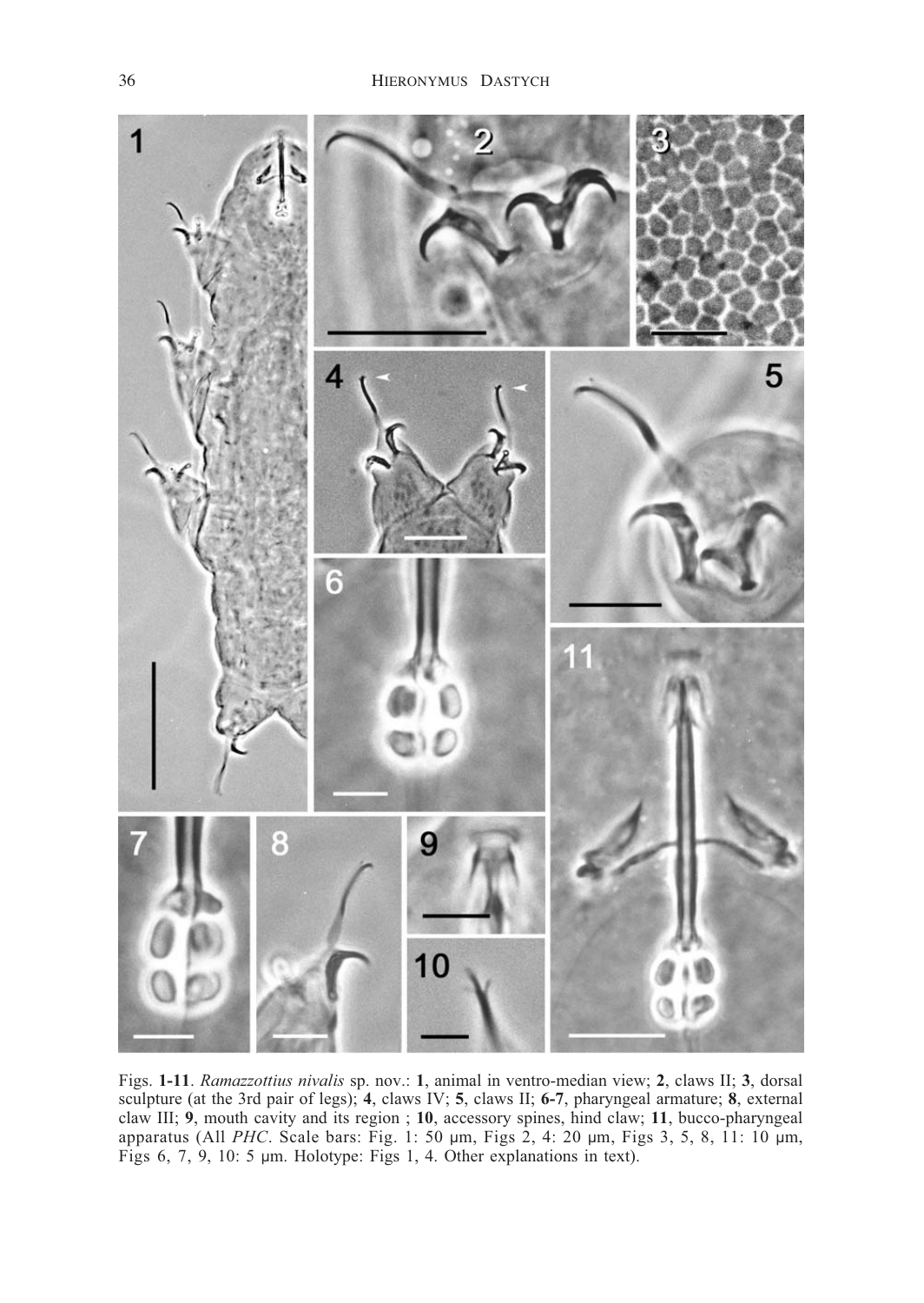Figs. **1-11**. *Ramazzottius nivalis* sp. nov.: **1**, animal in ventro-median view; **2**, claws II; **3**, dorsal sculpture (at the 3rd pair of legs); **4**, claws IV; **5**, claws II; **6-7**, pharyngeal armature; **8**, external claw III; **9**, mouth cavity and its region ; **10**, accessory spines, hind claw; **11**, bucco-pharyngeal apparatus (All *PHC*. Scale bars: Fig. 1: 50 µm, Figs 2, 4: 20 µm, Figs 3, 5, 8, 11: 10 µm, Figs 6, 7, 9, 10: 5 µm. Holotype: Figs 1, 4. Other explanations in text).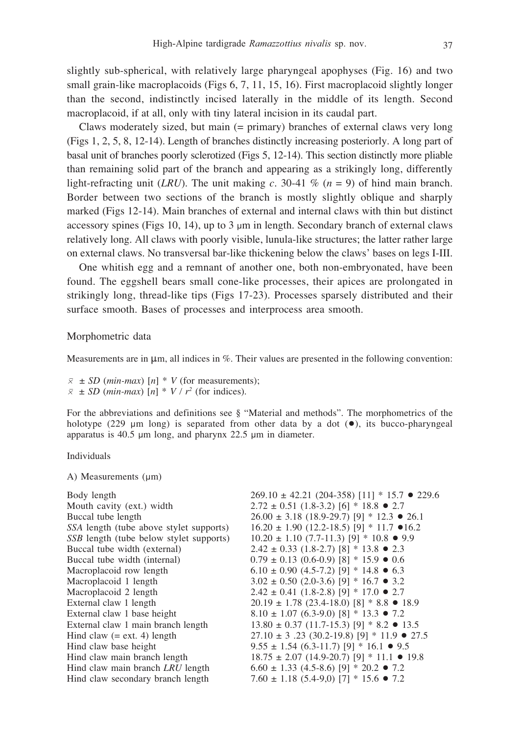slightly sub-spherical, with relatively large pharyngeal apophyses (Fig. 16) and two small grain-like macroplacoids (Figs 6, 7, 11, 15, 16). First macroplacoid slightly longer than the second, indistinctly incised laterally in the middle of its length. Second macroplacoid, if at all, only with tiny lateral incision in its caudal part.

Claws moderately sized, but main (= primary) branches of external claws very long (Figs 1, 2, 5, 8, 12-14). Length of branches distinctly increasing posteriorly. A long part of basal unit of branches poorly sclerotized (Figs 5, 12-14). This section distinctly more pliable than remaining solid part of the branch and appearing as a strikingly long, differently light-refracting unit (*LRU*). The unit making *c*. 30-41 % (*n* = 9) of hind main branch. Border between two sections of the branch is mostly slightly oblique and sharply marked (Figs 12-14). Main branches of external and internal claws with thin but distinct accessory spines (Figs 10, 14), up to 3 μm in length. Secondary branch of external claws relatively long. All claws with poorly visible, lunula-like structures; the latter rather large on external claws. No transversal bar-like thickening below the claws' bases on legs I-III.

One whitish egg and a remnant of another one, both non-embryonated, have been found. The eggshell bears small cone-like processes, their apices are prolongated in strikingly long, thread-like tips (Figs 17-23). Processes sparsely distributed and their surface smooth. Bases of processes and interprocess area smooth.

## Morphometric data

Measurements are in μm, all indices in %. Their values are presented in the following convention:

$\bar{x}$ ± *SD* (*min-max*) [*n*] * *V* (for measurements);
$\bar{x}$ ± *SD* (*min-max*) [*n*] * *V* / $r^2$ (for indices).

For the abbreviations and definitions see § "Material and methods". The morphometrics of the holotype (229 μm long) is separated from other data by a dot (●), its bucco-pharyngeal apparatus is 40.5 μm long, and pharynx 22.5 μm in diameter.

Individuals

A) Measurements (μm)

| | |
|---|---|
| Body length | 269.10 ± 42.21 (204-358) [11] * 15.7 ● 229.6 |
| Mouth cavity (ext.) width | 2.72 ± 0.51 (1.8-3.2) [6] * 18.8 ● 2.7 |
| Buccal tube length | 26.00 ± 3.18 (18.9-29.7) [9] * 12.3 ● 26.1 |
| *SSA* length (tube above stylet supports) | 16.20 ± 1.90 (12.2-18.5) [9] * 11.7 ●16.2 |
| *SSB* length (tube below stylet supports) | 10.20 ± 1.10 (7.7-11.3) [9] * 10.8 ● 9.9 |
| Buccal tube width (external) | 2.42 ± 0.33 (1.8-2.7) [8] * 13.8 ● 2.3 |
| Buccal tube width (internal) | 0.79 ± 0.13 (0.6-0.9) [8] * 15.9 ● 0.6 |
| Macroplacoid row length | 6.10 ± 0.90 (4.5-7.2) [9] * 14.8 ● 6.3 |
| Macroplacoid 1 length | 3.02 ± 0.50 (2.0-3.6) [9] * 16.7 ● 3.2 |
| Macroplacoid 2 length | 2.42 ± 0.41 (1.8-2.8) [9] * 17.0 ● 2.7 |
| External claw 1 length | 20.19 ± 1.78 (23.4-18.0) [8] * 8.8 ● 18.9 |
| External claw 1 base height | 8.10 ± 1.07 (6.3-9.0) [8] * 13.3 ● 7.2 |
| External claw 1 main branch length | 13.80 ± 0.37 (11.7-15.3) [9] * 8.2 ● 13.5 |
| Hind claw (= ext. 4) length | 27.10 ± 3 .23 (30.2-19.8) [9] * 11.9 ● 27.5 |
| Hind claw base height | 9.55 ± 1.54 (6.3-11.7) [9] * 16.1 ● 9.5 |
| Hind claw main branch length | 18.75 ± 2.07 (14.9-20.7) [9] * 11.1 ● 19.8 |
| Hind claw main branch *LRU* length | 6.60 ± 1.33 (4.5-8.6) [9] * 20.2 ● 7.2 |
| Hind claw secondary branch length | 7.60 ± 1.18 (5.4-9,0) [7] * 15.6 ● 7.2 |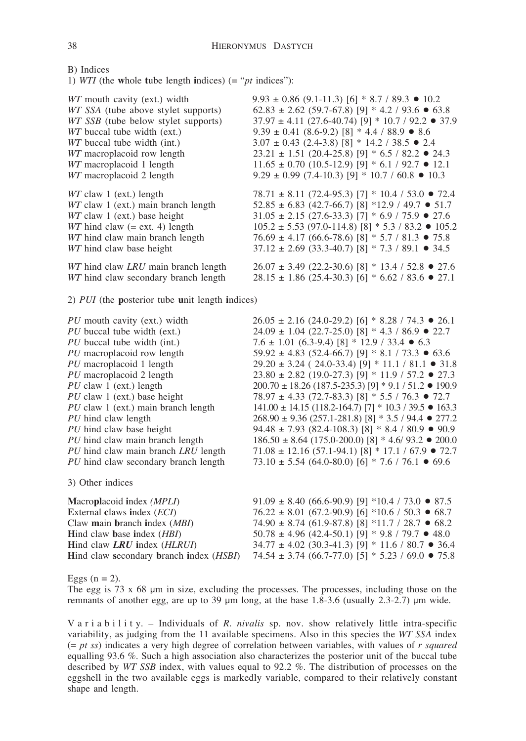B) Indices

1) *WTI* (the **w**hole **t**ube length **i**ndices) (= "*pt* indices"):

| | |
|---|---|
| *WT* mouth cavity (ext.) width | 9.93 ± 0.86 (9.1-11.3) [6] * 8.7 / 89.3 ● 10.2 |
| *WT SSA* (tube above stylet supports) | 62.83 ± 2.62 (59.7-67.8) [9] * 4.2 / 93.6 ● 63.8 |
| *WT SSB* (tube below stylet supports) | 37.97 ± 4.11 (27.6-40.74) [9] * 10.7 / 92.2 ● 37.9 |
| *WT* buccal tube width (ext.) | 9.39 ± 0.41 (8.6-9.2) [8] * 4.4 / 88.9 ● 8.6 |
| *WT* buccal tube width (int.) | 3.07 ± 0.43 (2.4-3.8) [8] * 14.2 / 38.5 ● 2.4 |
| *WT* macroplacoid row length | 23.21 ± 1.51 (20.4-25.8) [9] * 6.5 / 82.2 ● 24.3 |
| *WT* macroplacoid 1 length | 11.65 ± 0.70 (10.5-12.9) [9] * 6.1 / 92.7 ● 12.1 |
| *WT* macroplacoid 2 length | 9.29 ± 0.99 (7.4-10.3) [9] * 10.7 / 60.8 ● 10.3 |
| *WT* claw 1 (ext.) length | 78.71 ± 8.11 (72.4-95.3) [7] * 10.4 / 53.0 ● 72.4 |
| *WT* claw 1 (ext.) main branch length | 52.85 ± 6.83 (42.7-66.7) [8] *12.9 / 49.7 ● 51.7 |
| *WT* claw 1 (ext.) base height | 31.05 ± 2.15 (27.6-33.3) [7] * 6.9 / 75.9 ● 27.6 |
| *WT* hind claw (= ext. 4) length | 105.2 ± 5.53 (97.0-114.8) [8] * 5.3 / 83.2 ● 105.2 |
| *WT* hind claw main branch length | 76.69 ± 4.17 (66.6-78.6) [8] * 5.7 / 81.3 ● 75.8 |
| *WT* hind claw base height | 37.12 ± 2.69 (33.3-40.7) [8] * 7.3 / 89.1 ● 34.5 |
| *WT* hind claw *LRU* main branch length | 26.07 ± 3.49 (22.2-30.6) [8] * 13.4 / 52.8 ● 27.6 |
| *WT* hind claw secondary branch length | 28.15 ± 1.86 (25.4-30.3) [6] * 6.62 / 83.6 ● 27.1 |

2) *PUI* (the **p**osterior tube **u**nit length **i**ndices)

| | |
|---|---|
| *PU* mouth cavity (ext.) width | 26.05 ± 2.16 (24.0-29.2) [6] * 8.28 / 74.3 ● 26.1 |
| *PU* buccal tube width (ext.) | 24.09 ± 1.04 (22.7-25.0) [8] * 4.3 / 86.9 ● 22.7 |
| *PU* buccal tube width (int.) | 7.6 ± 1.01 (6.3-9.4) [8] * 12.9 / 33.4 ● 6.3 |
| *PU* macroplacoid row length | 59.92 ± 4.83 (52.4-66.7) [9] * 8.1 / 73.3 ● 63.6 |
| *PU* macroplacoid 1 length | 29.20 ± 3.24 ( 24.0-33.4) [9] * 11.1 / 81.1 ● 31.8 |
| *PU* macroplacoid 2 length | 23.80 ± 2.82 (19.0-27.3) [9] * 11.9 / 57.2 ● 27.3 |
| *PU* claw 1 (ext.) length | 200.70 ± 18.26 (187.5-235.3) [9] * 9.1 / 51.2 ● 190.9 |
| *PU* claw 1 (ext.) base height | 78.97 ± 4.33 (72.7-83.3) [8] * 5.5 / 76.3 ● 72.7 |
| *PU* claw 1 (ext.) main branch length | 141.00 ± 14.15 (118.2-164.7) [7] * 10.3 / 39.5 ● 163.3 |
| *PU* hind claw length | 268.90 ± 9.36 (257.1-281.8) [8] * 3.5 / 94.4 ● 277.2 |
| *PU* hind claw base height | 94.48 ± 7.93 (82.4-108.3) [8] * 8.4 / 80.9 ● 90.9 |
| *PU* hind claw main branch length | 186.50 ± 8.64 (175.0-200.0) [8] * 4.6/ 93.2 ● 200.0 |
| *PU* hind claw main branch *LRU* length | 71.08 ± 12.16 (57.1-94.1) [8] * 17.1 / 67.9 ● 72.7 |
| *PU* hind claw secondary branch length | 73.10 ± 5.54 (64.0-80.0) [6] * 7.6 / 76.1 ● 69.6 |

3) Other indices

| | |
|---|---|
| **M**acro**pl**acoid **i**ndex *(MPLI)* | 91.09 ± 8.40 (66.6-90.9) [9] *10.4 / 73.0 ● 87.5 |
| **E**xternal **c**laws **i**ndex (*ECI*) | 76.22 ± 8.01 (67.2-90.9) [6] *10.6 / 50.3 ● 68.7 |
| Claw **m**ain **b**ranch **i**ndex (*MBI*) | 74.90 ± 8.74 (61.9-87.8) [8] *11.7 / 28.7 ● 68.2 |
| **H**ind claw **b**ase **i**ndex (*HBI*) | 50.78 ± 4.96 (42.4-50.1) [9] * 9.8 / 79.7 ● 48.0 |
| **H**ind claw ***LRU*** **i**ndex (*HLRUI*) | 34.77 ± 4.02 (30.3-41.3) [9] * 11.6 / 80.7 ● 36.4 |
| **H**ind claw **s**econdary **b**ranch **i**ndex (*HSBI*) | 74.54 ± 3.74 (66.7-77.0) [5] * 5.23 / 69.0 ● 75.8 |

Eggs (n = 2).
The egg is 73 x 68 μm in size, excluding the processes. The processes, including those on the remnants of another egg, are up to 39 μm long, at the base 1.8-3.6 (usually 2.3-2.7) μm wide.

V a r i a b i l i t y. – Individuals of *R. nivalis* sp. nov. show relatively little intra-specific variability, as judging from the 11 available specimens. Also in this species the *WT SSA* index (= *pt ss*) indicates a very high degree of correlation between variables, with values of *r squared* equalling 93.6 %. Such a high association also characterizes the posterior unit of the buccal tube described by *WT SSB* index, with values equal to 92.2 %. The distribution of processes on the eggshell in the two available eggs is markedly variable, compared to their relatively constant shape and length.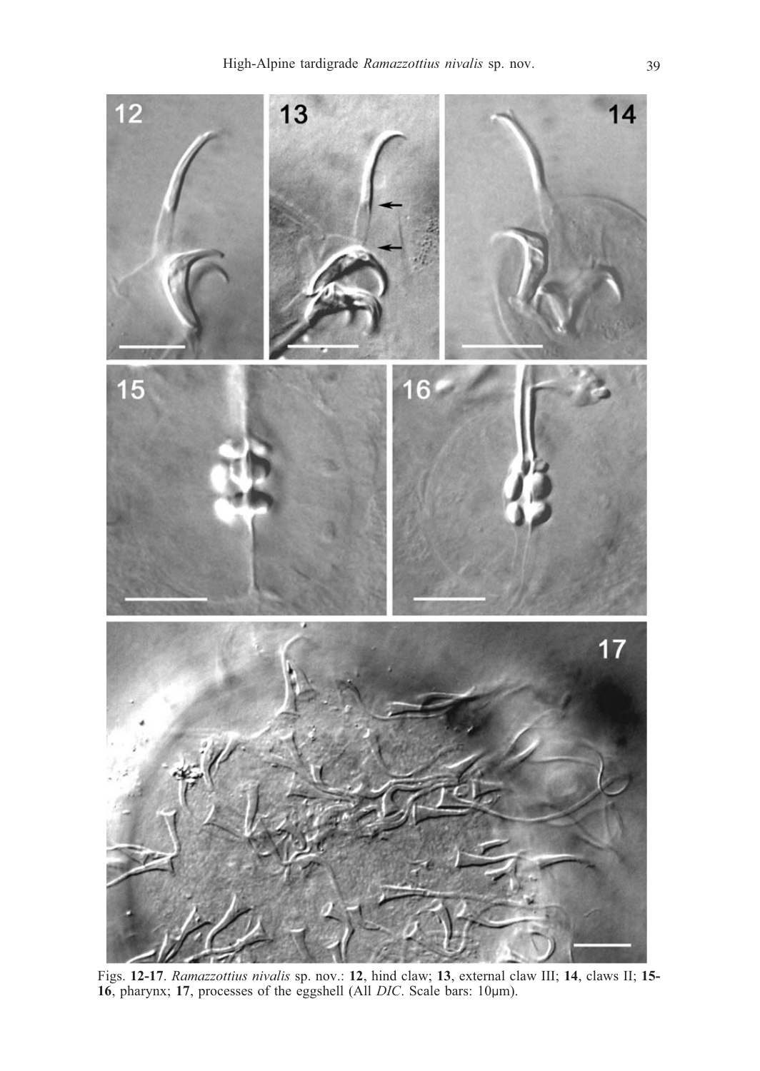Figs. **12-17**. *Ramazzottius nivalis* sp. nov.: **12**, hind claw; **13**, external claw III; **14**, claws II; **15-16**, pharynx; **17**, processes of the eggshell (All *DIC*. Scale bars: 10µm).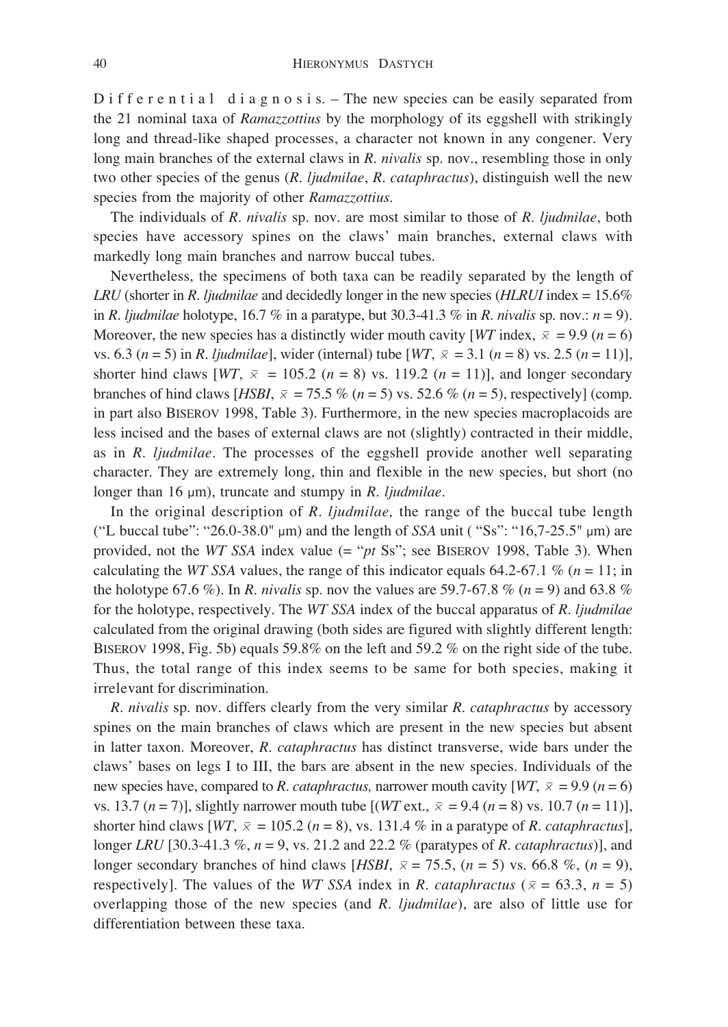Differential diagnosis. – The new species can be easily separated from the 21 nominal taxa of *Ramazzottius* by the morphology of its eggshell with strikingly long and thread-like shaped processes, a character not known in any congener. Very long main branches of the external claws in *R. nivalis* sp. nov., resembling those in only two other species of the genus (*R. ljudmilae*, *R. cataphractus*), distinguish well the new species from the majority of other *Ramazzottius*.

The individuals of *R. nivalis* sp. nov. are most similar to those of *R. ljudmilae*, both species have accessory spines on the claws' main branches, external claws with markedly long main branches and narrow buccal tubes.

Nevertheless, the specimens of both taxa can be readily separated by the length of *LRU* (shorter in *R. ljudmilae* and decidedly longer in the new species (*HLRUI* index = 15.6% in *R. ljudmilae* holotype, 16.7 % in a paratype, but 30.3-41.3 % in *R. nivalis* sp. nov.: $n = 9$). Moreover, the new species has a distinctly wider mouth cavity [*WT* index, $\bar{x} = 9.9$ ($n = 6$) vs. 6.3 ($n = 5$) in *R. ljudmilae*], wider (internal) tube [*WT*, $\bar{x} = 3.1$ ($n = 8$) vs. 2.5 ($n = 11$)], shorter hind claws [*WT*, $\bar{x} = 105.2$ ($n = 8$) vs. 119.2 ($n = 11$)], and longer secondary branches of hind claws [*HSBI*, $\bar{x} = 75.5$ % ($n = 5$) vs. 52.6 % ($n = 5$), respectively] (comp. in part also BISEROV 1998, Table 3). Furthermore, in the new species macroplacoids are less incised and the bases of external claws are not (slightly) contracted in their middle, as in *R. ljudmilae*. The processes of the eggshell provide another well separating character. They are extremely long, thin and flexible in the new species, but short (no longer than 16 μm), truncate and stumpy in *R. ljudmilae*.

In the original description of *R. ljudmilae,* the range of the buccal tube length ("L buccal tube": "26.0-38.0" μm) and the length of *SSA* unit ( "Ss": "16,7-25.5" μm) are provided, not the *WT SSA* index value (= "*pt* Ss"; see BISEROV 1998, Table 3). When calculating the *WT SSA* values, the range of this indicator equals 64.2-67.1 % ($n = 11$; in the holotype 67.6 %). In *R. nivalis* sp nov the values are 59.7-67.8 % ($n = 9$) and 63.8 % for the holotype, respectively. The *WT SSA* index of the buccal apparatus of *R. ljudmilae* calculated from the original drawing (both sides are figured with slightly different length: BISEROV 1998, Fig. 5b) equals 59.8% on the left and 59.2 % on the right side of the tube. Thus, the total range of this index seems to be same for both species, making it irrelevant for discrimination.

*R. nivalis* sp. nov. differs clearly from the very similar *R. cataphractus* by accessory spines on the main branches of claws which are present in the new species but absent in latter taxon. Moreover, *R. cataphractus* has distinct transverse, wide bars under the claws' bases on legs I to III, the bars are absent in the new species. Individuals of the new species have, compared to *R. cataphractus,* narrower mouth cavity [*WT*, $\bar{x} = 9.9$ ($n = 6$) vs. 13.7 ($n = 7$)], slightly narrower mouth tube [(*WT* ext., $\bar{x} = 9.4$ ($n = 8$) vs. 10.7 ($n = 11$)], shorter hind claws [*WT*, $\bar{x} = 105.2$ ($n = 8$), vs. 131.4 % in a paratype of *R. cataphractus*], longer *LRU* [30.3-41.3 %, $n = 9$, vs. 21.2 and 22.2 % (paratypes of *R. cataphractus*)], and longer secondary branches of hind claws [*HSBI*, $\bar{x} = 75.5$, ($n = 5$) vs. 66.8 %, ($n = 9$), respectively]. The values of the *WT SSA* index in *R. cataphractus* ($\bar{x} = 63.3$, $n = 5$) overlapping those of the new species (and *R. ljudmilae*), are also of little use for differentiation between these taxa.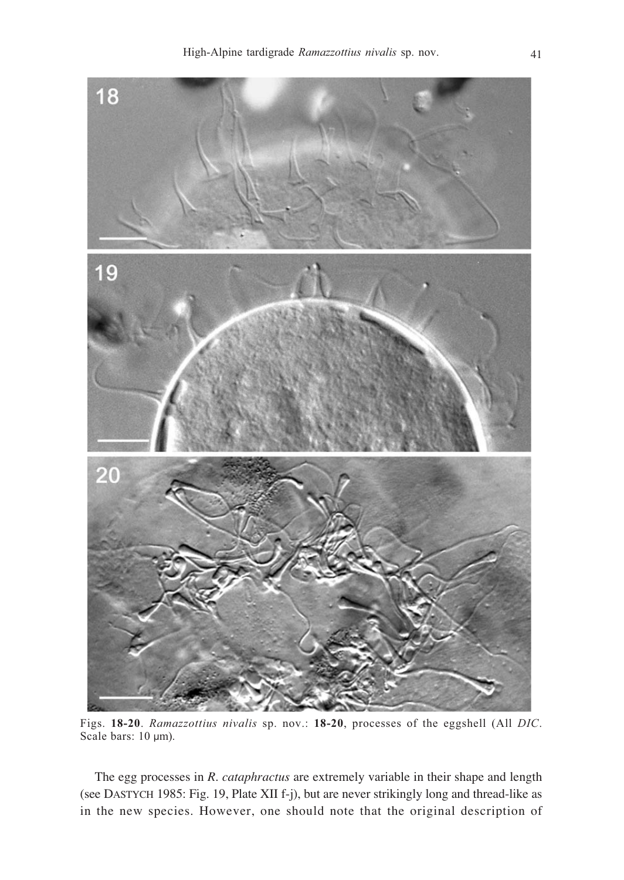Figs. **18-20**. *Ramazzottius nivalis* sp. nov.: **18-20**, processes of the eggshell (All *DIC*. Scale bars: 10 µm).

The egg processes in *R. cataphractus* are extremely variable in their shape and length (see DASTYCH 1985: Fig. 19, Plate XII f-j), but are never strikingly long and thread-like as in the new species. However, one should note that the original description of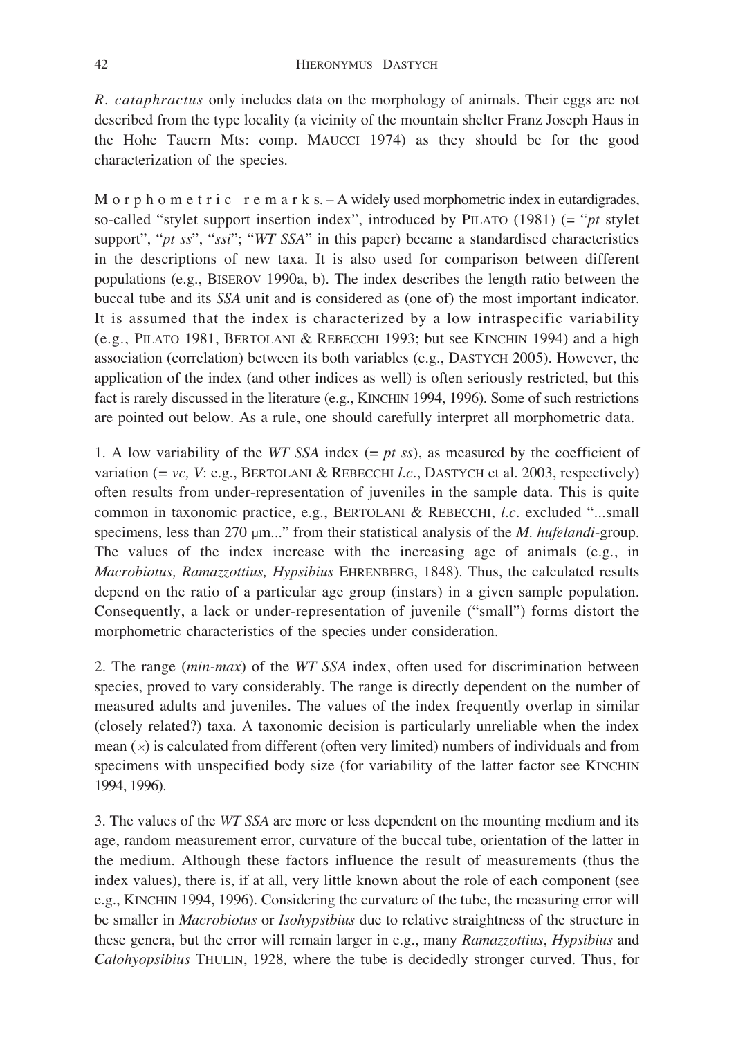*R. cataphractus* only includes data on the morphology of animals. Their eggs are not described from the type locality (a vicinity of the mountain shelter Franz Joseph Haus in the Hohe Tauern Mts: comp. MAUCCI 1974) as they should be for the good characterization of the species.

Morphometric remarks. – A widely used morphometric index in eutardigrades, so-called "stylet support insertion index", introduced by PILATO (1981) (= "*pt* stylet support", "*pt ss*", "*ssi*"; "*WT SSA*" in this paper) became a standardised characteristics in the descriptions of new taxa. It is also used for comparison between different populations (e.g., BISEROV 1990a, b). The index describes the length ratio between the buccal tube and its *SSA* unit and is considered as (one of) the most important indicator. It is assumed that the index is characterized by a low intraspecific variability (e.g., PILATO 1981, BERTOLANI & REBECCHI 1993; but see KINCHIN 1994) and a high association (correlation) between its both variables (e.g., DASTYCH 2005). However, the application of the index (and other indices as well) is often seriously restricted, but this fact is rarely discussed in the literature (e.g., KINCHIN 1994, 1996). Some of such restrictions are pointed out below. As a rule, one should carefully interpret all morphometric data.

1. A low variability of the *WT SSA* index (= *pt ss*), as measured by the coefficient of variation (= *vc, V*: e.g., BERTOLANI & REBECCHI *l.c.*, DASTYCH et al. 2003, respectively) often results from under-representation of juveniles in the sample data. This is quite common in taxonomic practice, e.g., BERTOLANI & REBECCHI, *l.c.* excluded "...small specimens, less than 270 µm..." from their statistical analysis of the *M. hufelandi*-group. The values of the index increase with the increasing age of animals (e.g., in *Macrobiotus, Ramazzottius, Hypsibius* EHRENBERG, 1848). Thus, the calculated results depend on the ratio of a particular age group (instars) in a given sample population. Consequently, a lack or under-representation of juvenile ("small") forms distort the morphometric characteristics of the species under consideration.

2. The range (*min-max*) of the *WT SSA* index, often used for discrimination between species, proved to vary considerably. The range is directly dependent on the number of measured adults and juveniles. The values of the index frequently overlap in similar (closely related?) taxa. A taxonomic decision is particularly unreliable when the index mean ($\bar{x}$) is calculated from different (often very limited) numbers of individuals and from specimens with unspecified body size (for variability of the latter factor see KINCHIN 1994, 1996).

3. The values of the *WT SSA* are more or less dependent on the mounting medium and its age, random measurement error, curvature of the buccal tube, orientation of the latter in the medium. Although these factors influence the result of measurements (thus the index values), there is, if at all, very little known about the role of each component (see e.g., KINCHIN 1994, 1996). Considering the curvature of the tube, the measuring error will be smaller in *Macrobiotus* or *Isohypsibius* due to relative straightness of the structure in these genera, but the error will remain larger in e.g., many *Ramazzottius*, *Hypsibius* and *Calohyopsibius* THULIN, 1928*,* where the tube is decidedly stronger curved. Thus, for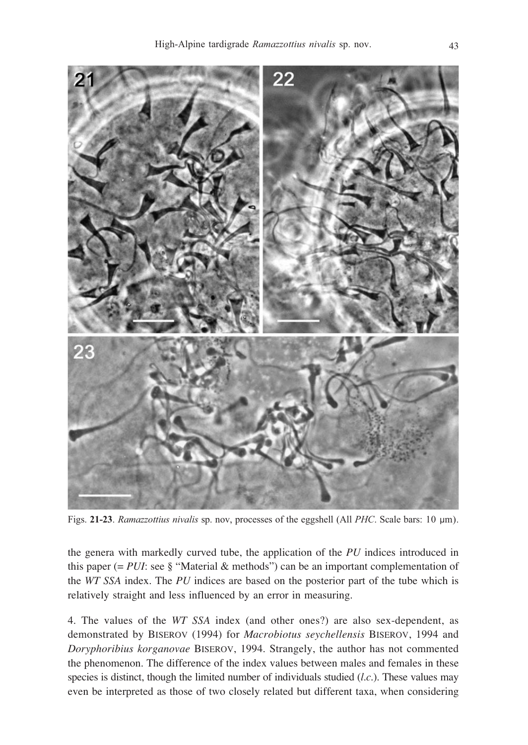Figs. **21-23**. *Ramazzottius nivalis* sp. nov, processes of the eggshell (All *PHC*. Scale bars: 10 µm).

the genera with markedly curved tube, the application of the *PU* indices introduced in this paper (= *PUI*: see § "Material & methods") can be an important complementation of the *WT SSA* index. The *PU* indices are based on the posterior part of the tube which is relatively straight and less influenced by an error in measuring.

4. The values of the *WT SSA* index (and other ones?) are also sex-dependent, as demonstrated by BISEROV (1994) for *Macrobiotus seychellensis* BISEROV, 1994 and *Doryphoribius korganovae* BISEROV, 1994. Strangely, the author has not commented the phenomenon. The difference of the index values between males and females in these species is distinct, though the limited number of individuals studied (*l.c.*). These values may even be interpreted as those of two closely related but different taxa, when considering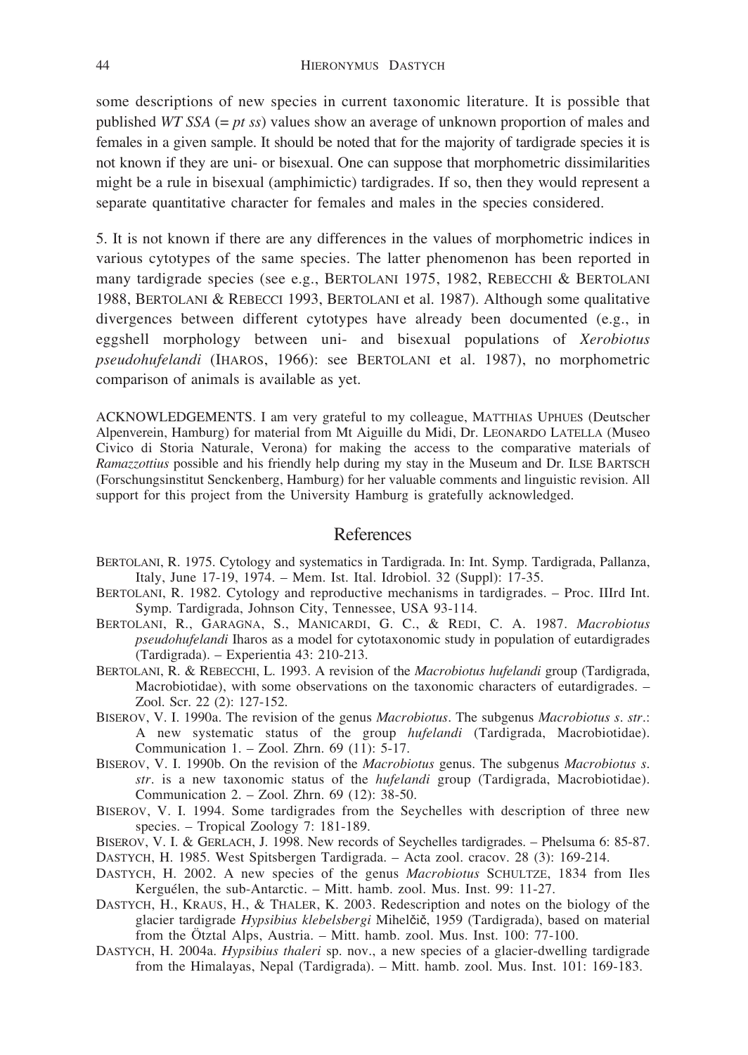some descriptions of new species in current taxonomic literature. It is possible that published *WT SSA* (= *pt ss*) values show an average of unknown proportion of males and females in a given sample. It should be noted that for the majority of tardigrade species it is not known if they are uni- or bisexual. One can suppose that morphometric dissimilarities might be a rule in bisexual (amphimictic) tardigrades. If so, then they would represent a separate quantitative character for females and males in the species considered.

5. It is not known if there are any differences in the values of morphometric indices in various cytotypes of the same species. The latter phenomenon has been reported in many tardigrade species (see e.g., BERTOLANI 1975, 1982, REBECCHI & BERTOLANI 1988, BERTOLANI & REBECCI 1993, BERTOLANI et al. 1987). Although some qualitative divergences between different cytotypes have already been documented (e.g., in eggshell morphology between uni- and bisexual populations of *Xerobiotus pseudohufelandi* (IHAROS, 1966): see BERTOLANI et al. 1987), no morphometric comparison of animals is available as yet.

ACKNOWLEDGEMENTS. I am very grateful to my colleague, MATTHIAS UPHUES (Deutscher Alpenverein, Hamburg) for material from Mt Aiguille du Midi, Dr. LEONARDO LATELLA (Museo Civico di Storia Naturale, Verona) for making the access to the comparative materials of *Ramazzottius* possible and his friendly help during my stay in the Museum and Dr. ILSE BARTSCH (Forschungsinstitut Senckenberg, Hamburg) for her valuable comments and linguistic revision. All support for this project from the University Hamburg is gratefully acknowledged.

## References

BERTOLANI, R. 1975. Cytology and systematics in Tardigrada. In: Int. Symp. Tardigrada, Pallanza, Italy, June 17-19, 1974. – Mem. Ist. Ital. Idrobiol. 32 (Suppl): 17-35.

BERTOLANI, R. 1982. Cytology and reproductive mechanisms in tardigrades. – Proc. IIIrd Int. Symp. Tardigrada, Johnson City, Tennessee, USA 93-114.

BERTOLANI, R., GARAGNA, S., MANICARDI, G. C., & REDI, C. A. 1987. *Macrobiotus pseudohufelandi* Iharos as a model for cytotaxonomic study in population of eutardigrades (Tardigrada). – Experientia 43: 210-213.

BERTOLANI, R. & REBECCHI, L. 1993. A revision of the *Macrobiotus hufelandi* group (Tardigrada, Macrobiotidae), with some observations on the taxonomic characters of eutardigrades. – Zool. Scr. 22 (2): 127-152.

BISEROV, V. I. 1990a. The revision of the genus *Macrobiotus*. The subgenus *Macrobiotus s. str.*: A new systematic status of the group *hufelandi* (Tardigrada, Macrobiotidae). Communication 1. – Zool. Zhrn. 69 (11): 5-17.

BISEROV, V. I. 1990b. On the revision of the *Macrobiotus* genus. The subgenus *Macrobiotus s. str*. is a new taxonomic status of the *hufelandi* group (Tardigrada, Macrobiotidae). Communication 2. – Zool. Zhrn. 69 (12): 38-50.

BISEROV, V. I. 1994. Some tardigrades from the Seychelles with description of three new species. – Tropical Zoology 7: 181-189.

BISEROV, V. I. & GERLACH, J. 1998. New records of Seychelles tardigrades. – Phelsuma 6: 85-87.

DASTYCH, H. 1985. West Spitsbergen Tardigrada. – Acta zool. cracov. 28 (3): 169-214.

DASTYCH, H. 2002. A new species of the genus *Macrobiotus* SCHULTZE, 1834 from Iles Kerguélen, the sub-Antarctic. – Mitt. hamb. zool. Mus. Inst. 99: 11-27.

DASTYCH, H., KRAUS, H., & THALER, K. 2003. Redescription and notes on the biology of the glacier tardigrade *Hypsibius klebelsbergi* Mihelčič, 1959 (Tardigrada), based on material from the Ötztal Alps, Austria. – Mitt. hamb. zool. Mus. Inst. 100: 77-100.

DASTYCH, H. 2004a. *Hypsibius thaleri* sp. nov., a new species of a glacier-dwelling tardigrade from the Himalayas, Nepal (Tardigrada). – Mitt. hamb. zool. Mus. Inst. 101: 169-183.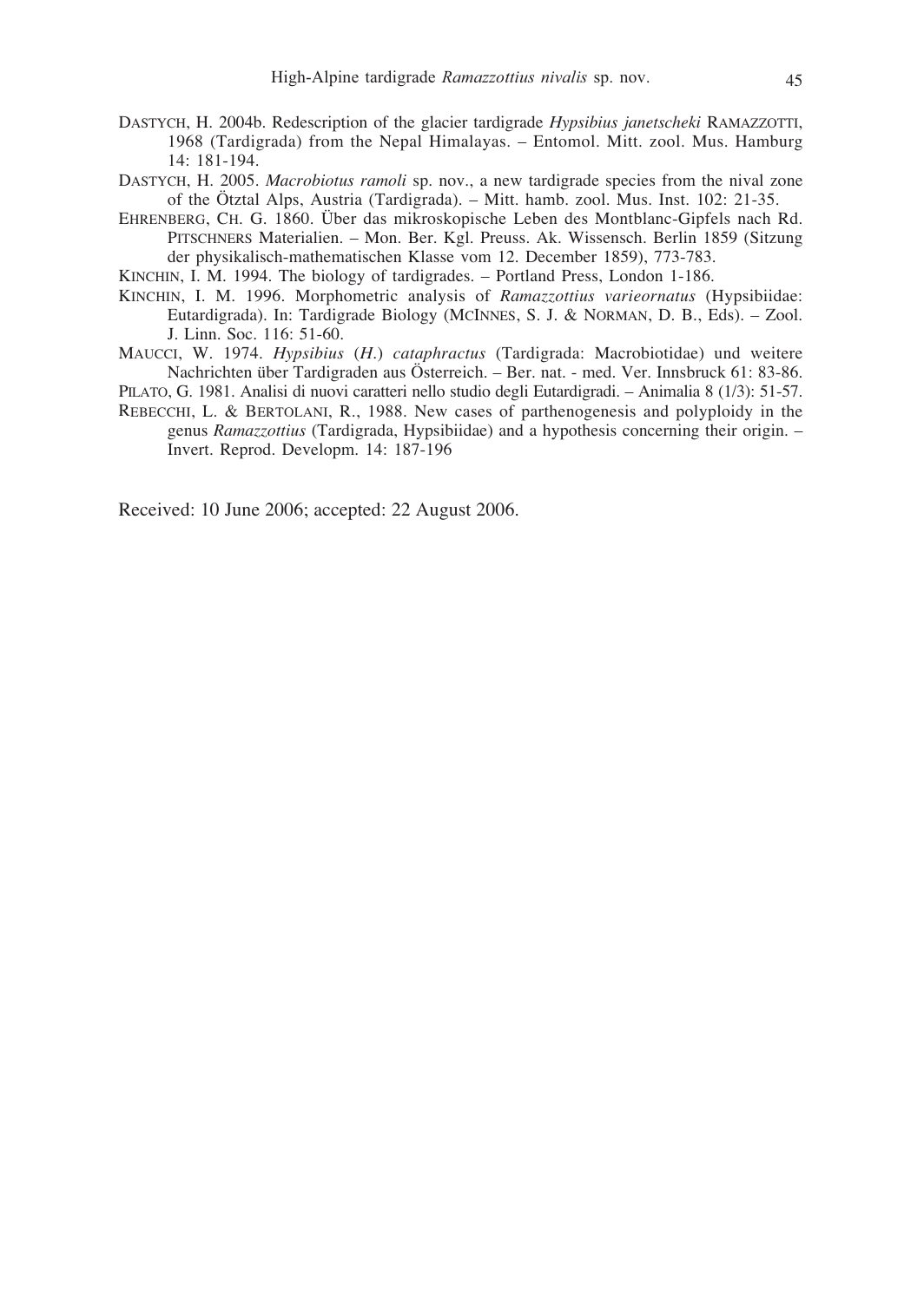DASTYCH, H. 2004b. Redescription of the glacier tardigrade *Hypsibius janetscheki* RAMAZZOTTI, 1968 (Tardigrada) from the Nepal Himalayas. – Entomol. Mitt. zool. Mus. Hamburg 14: 181-194.

DASTYCH, H. 2005. *Macrobiotus ramoli* sp. nov., a new tardigrade species from the nival zone of the Ötztal Alps, Austria (Tardigrada). – Mitt. hamb. zool. Mus. Inst. 102: 21-35.

EHRENBERG, CH. G. 1860. Über das mikroskopische Leben des Montblanc-Gipfels nach Rd. PITSCHNERS Materialien. – Mon. Ber. Kgl. Preuss. Ak. Wissensch. Berlin 1859 (Sitzung der physikalisch-mathematischen Klasse vom 12. December 1859), 773-783.

KINCHIN, I. M. 1994. The biology of tardigrades. – Portland Press, London 1-186.

KINCHIN, I. M. 1996. Morphometric analysis of *Ramazzottius varieornatus* (Hypsibiidae: Eutardigrada). In: Tardigrade Biology (MCINNES, S. J. & NORMAN, D. B., Eds). – Zool. J. Linn. Soc. 116: 51-60.

MAUCCI, W. 1974. *Hypsibius* (*H.*) *cataphractus* (Tardigrada: Macrobiotidae) und weitere Nachrichten über Tardigraden aus Österreich. – Ber. nat. - med. Ver. Innsbruck 61: 83-86.

PILATO, G. 1981. Analisi di nuovi caratteri nello studio degli Eutardigradi. – Animalia 8 (1/3): 51-57.

REBECCHI, L. & BERTOLANI, R., 1988. New cases of parthenogenesis and polyploidy in the genus *Ramazzottius* (Tardigrada, Hypsibiidae) and a hypothesis concerning their origin. – Invert. Reprod. Developm. 14: 187-196

Received: 10 June 2006; accepted: 22 August 2006.